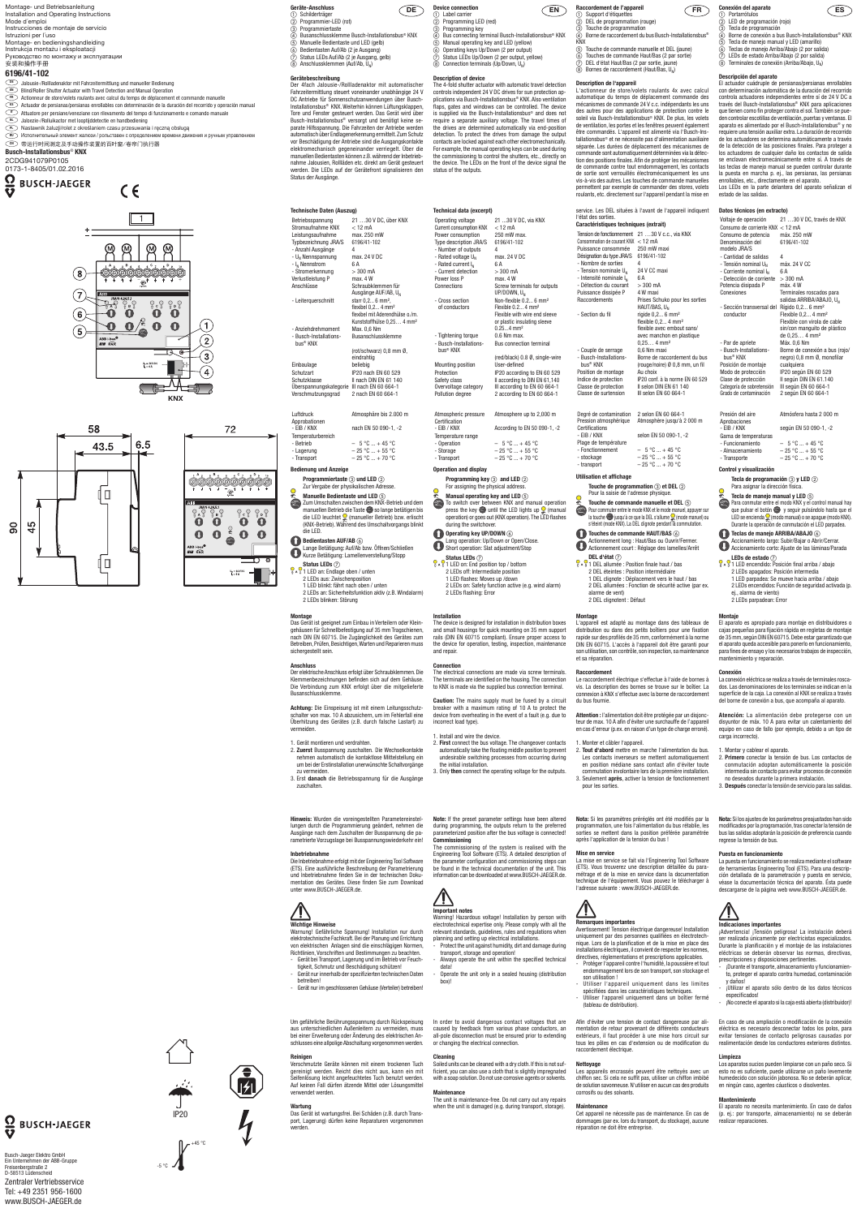Montage- und Betriebsanleitung
Installation and Operating Instructions
Mode d'emploi
Instrucciones de montaje de servicio
Istruzioni per l'uso
Montage- en bedieningshandleiding
Instrukcja montażu i eksploatacji
Руководство по монтажу и эксплуатации
安装和操作手册

# 6196/41-102

DE Jalousie-/Rollladenaktor mit Fahrzeitermittlung und manueller Bedienung
EN Blind/Roller Shutter Actuator with Travel Detection and Manual Operation
FR Actionneur de store/volets roulants avec calcul du temps de déplacement et commande manuelle
ES Actuador de persianas/persianas enrollables con determinación de la duración del recorrido y operación manual
IT Attuatore per persiane/veneziane con rilevamento del tempo di funzionamento e comando manuale
NL Jaloezie-/Rolluikactor met looptijddetectie en handbediening
PL Nastawnik żaluzji/rolet z określaniem czasu przesuwania i ręczną obsługą
RU Исполнительный элемент жалюзи / рольставен с определением времени движения и ручным управлением
CN 带运行时间测定及手动操作装置的百叶窗/卷帘门执行器

Busch-Installationsbus® KNX

2CDG941079P0105
0173-1-8405/01.02.2016

BUSCH-JAEGER

CE

## DE

### Geräte-Anschluss

① Schildträger
② Programmier-LED (rot)
③ Programmiertaste
④ Busanschlussklemme Busch-Installationsbus® KNX
⑤ Manuelle Bedientaste und LED (gelb)
⑥ Bedientasten Auf/Ab (2 je Ausgang)
⑦ Status LEDs Auf/Ab (2 je Ausgang, gelb)
⑧ Anschlussklemmen (Auf/Ab, $U_N$)

### Gerätebeschreibung

Der 4fach Jalousie-/Rollladenaktor mit automatischer Fahrzeitermittlung steuert voneinander unabhängige 24 V DC Antriebe für Sonnenschutzanwendungen über Busch-Installationsbus® KNX. Weiterhin können Lüftungsklappen, Tore und Fenster gesteuert werden. Das Gerät wird über Busch-Installationsbus® versorgt und benötigt keine separate Hilfsspannung. Die Fahrzeiten der Antriebe werden automatisch über Endlagenerkennung ermittelt. Zum Schutz vor Beschädigung der Antriebe sind die Ausgangskontakte elektromechanisch gegeneinander verriegelt. Über die manuellen Bedientasten können z.B. während der Inbetriebnahme Jalousien, Rollläden etc. direkt am Gerät gesteuert werden. Die LEDs auf der Gerätefront signalisieren den Status der Ausgänge.

### Technische Daten (Auszug)

| | |
|---|---|
| Betriebsspannung | 21 …30 V DC, über KNX |
| Stromaufnahme KNX | < 12 mA |
| Leistungsaufnahme | max. 250 mW |
| Typbezeichnung JRA/S | 6196/41-102 |
| - Anzahl Ausgänge | 4 |
| - $U_N$ Nennspannung | max. 24 V DC |
| - $I_N$ Nennstrom | 6 A |
| - Stromerkennung | > 300 mA |
| Verlustleistung P | max. 4 W |
| Anschlüsse | Schraubklemmen für Ausgänge AUF/AB, $U_N$ |
| - Leiterquerschnitt | starr 0,2… 6 mm², flexibel 0,2… 4 mm², flexibel mit Aderendhülse o./m. Kunststoffhülse 0,25… 4 mm² |
| - Anziehdrehmoment | Max. 0,6 Nm |
| - Busch-Installations-bus® KNX | Busanschlussklemme (rot/schwarz) 0,8 mm Ø, eindrahtig |
| Einbaulage | beliebig |
| Schutzart | IP20 nach EN 60 529 |
| Schutzklasse | II nach DIN EN 61 140 |
| Überspannungskategorie | III nach EN 60 664-1 |
| Verschmutzungsgrad | 2 nach EN 60 664-1 |
| Luftdruck | Atmosphäre bis 2.000 m |
| Approbationen | |
| - EIB / KNX | nach EN 50 090-1, -2 |
| Temperaturbereich | |
| - Betrieb | – 5 °C … + 45 °C |
| - Lagerung | – 25 °C … + 55 °C |
| - Transport | – 25 °C … + 70 °C |

### Bedienung und Anzeige

**Programmiertaste ③ und LED ②**
Zur Vergabe der physikalischen Adresse.

**Manuelle Bedientaste und LED ⑤**
Zum Umschalten zwischen dem KNX-Betrieb und dem manuellen Betrieb die Taste so lange betätigen bis die LED leuchtet (manueller Betrieb) bzw. erlischt (KNX-Betrieb). Während des Umschaltvorgangs blinkt die LED.

**Bedientasten AUF/AB ⑥**
Lange Betätigung: Auf/Ab bzw. Öffnen/Schließen
Kurze Betätigung: Lamellenverstellung/Stopp

**Status LEDs ⑦**
1 LED an: Endlage oben / unten
2 LEDs aus: Zwischenposition
1 LED blinkt: fährt nach oben / unten
2 LEDs an: Sicherheitsfunktion aktiv (z.B. Windalarm)
2 LEDs blinken: Störung

### Montage

Das Gerät ist geeignet zum Einbau in Verteilern oder Kleingehäusen für Schnellbefestigung auf 35 mm Tragschienen, nach DIN EN 60715. Die Zugänglichkeit des Gerätes zum Betreiben, Prüfen, Besichtigen, Warten und Reparieren muss sichergestellt sein.

### Anschluss

Der elektrische Anschluss erfolgt über Schraubklemmen. Die Klemmenbezeichnungen befinden sich auf dem Gehäuse. Die Verbindung zum KNX erfolgt über die mitgelieferte Busanschlussklemme.

**Achtung:** Die Einspeisung ist mit einem Leitungsschutzschalter von max. 10 A abzusichern, um im Fehlerfall eine Überhitzung des Gerätes (z.B. durch falsche Lastart) zu vermeiden.

1. Gerät montieren und verdrahten.
2. **Zuerst** Busspannung zuschalten. Die Wechselkontakte nehmen automatisch die kontaktlose Mittelstellung ein um bei der Erstinstallation unerwünschte Schaltvorgänge zu vermeiden.
3. Erst **danach** die Betriebsspannung für die Ausgänge zuschalten.

**Hinweis:** Wurden die voreingestellten Parametereinstellungen durch die Programmierung geändert, nehmen die Ausgänge nach dem Zuschalten der Busspannung die parametrierte Vorzugslage bei Busspannungswiederkehr ein!

### Inbetriebnahme

Die Inbetriebnahme erfolgt mit der Engineering Tool Software (ETS). Eine ausführliche Beschreibung der Parametrierung und Inbetriebnahme finden Sie in der technischen Dokumentation des Gerätes. Diese finden Sie zum Download unter www.BUSCH-JAEGER.de.

### Wichtige Hinweise

Warnung! Gefährliche Spannung! Installation nur durch elektrotechnische Fachkraft. Bei der Planung und Errichtung von elektrischen Anlagen sind die einschlägigen Normen, Richtlinien, Vorschriften und Bestimmungen zu beachten.
- Gerät bei Transport, Lagerung und im Betrieb vor Feuchtigkeit, Schmutz und Beschädigung schützen!
- Gerät nur innerhalb der spezifizierten technischen Daten betreiben!
- Gerät nur im geschlossenen Gehäuse (Verteiler) betreiben!

Um gefährliche Berührungsspannung durch Rückspeisung aus unterschiedlichen Außenleitern zu vermeiden, muss bei einer Erweiterung oder Änderung des elektrischen Anschlusses eine allpolige Abschaltung vorgenommen werden.

### Reinigen

Verschmutzte Geräte können mit einem trockenen Tuch gereinigt werden. Reicht dies nicht aus, kann ein mit Seifenlösung leicht angefeuchtetes Tuch benutzt werden. Auf keinen Fall dürfen ätzende Mittel oder Lösungsmittel verwendet werden.

### Wartung

Das Gerät ist wartungsfrei. Bei Schäden (z.B. durch Transport, Lagerung) dürfen keine Reparaturen vorgenommen werden.

## EN

### Device connection

① Label carrier
② Programming LED (red)
③ Programming key
④ Bus connecting terminal Busch-Installationsbus® KNX
⑤ Manual operating key and LED (yellow)
⑥ Operating keys Up/Down (2 per output)
⑦ Status LEDs Up/Down (2 per output, yellow)
⑧ Connection terminals (Up/Down, $U_N$)

### Description of device

The 4-fold shutter actuator with automatic travel detection controls independent 24 V DC drives for sun protection applications via Busch-Installationsbus® KNX. Also ventilation flaps, gates and windows can be controlled. The device is supplied via the Busch-Installationsbus® and does not require a separate auxiliary voltage. The travel times of the drives are determined automatically via end position detection. To protect the drives from damage the output contacts are locked against each other electromechanically. For example, the manual operating keys can be used during the commissioning to control the shutters, etc., directly on the device. The LEDs on the front of the device signal the status of the outputs.

### Technical data (excerpt)

| | |
|---|---|
| Operating voltage | 21 …30 V DC, via KNX |
| Current consumption KNX | < 12 mA |
| Power consumption | 250 mW max. |
| Type description JRA/S | 6196/41-102 |
| - Number of outputs | 4 |
| - Rated voltage $U_N$ | max. 24 V DC |
| - Rated current $I_N$ | 6 A |
| - Current detection | > 300 mA |
| Power loss P | max. 4 W |
| Connections | Screw terminals for outputs UP/DOWN, $U_N$ |
| - Cross section of conductors | Non-flexible 0.2… 6 mm², Flexible 0.2… 4 mm², Flexible with wire end sleeve or plastic insulating sleeve 0.25… 4 mm² |
| - Tightening torque | 0.6 Nm max. |
| - Busch-Installations-bus® KNX | Bus connection terminal (red/black) 0.8 Ø, single-wire |
| Mounting position | User-defined |
| Protection | IP20 according to EN 60 529 |
| Safety class | II according to DIN EN 61,140 |
| Overvoltage category | III according to EN 60 664-1 |
| Pollution degree | 2 according to EN 60 664-1 |
| Atmospheric pressure | Atmosphere up to 2,000 m |
| Certification | |
| - EIB / KNX | According to EN 50 090-1, -2 |
| Temperature range | |
| - Operation | – 5 °C … + 45 °C |
| - Storage | – 25 °C … + 55 °C |
| - Transport | – 25 °C … + 70 °C |

### Operation and display

**Programming key ③ and LED ②**
For assigning the physical address.

**Manual operating key and LED ⑤**
To switch over between KNX and manual operation press the key until the LED lights up (manual operation) or goes out (KNX operation). The LED flashes during the switchover.

**Operating key UP/DOWN ⑥**
Long operation: Up/Down or Open/Close.
Short operation: Slat adjustment/Stop

**Status LEDs ⑦**
1 LED on: End position top / bottom
2 LEDs off: Intermediate position
1 LED flashes: Moves up / down
2 LEDs on: Safety function active (e.g. wind alarm)
2 LEDs flashing: Error

### Installation

The device is designed for installation in distribution boxes and small housings for quick mounting on 35 mm support rails (DIN EN 60715 compliant). Ensure proper access to the device for operation, testing, inspection, maintenance and repair.

### Connection

The electrical connections are made via screw terminals. The terminals are identified on the housing. The connection to KNX is made via the supplied bus connection terminal.

**Caution:** The mains supply must be fused by a circuit breaker with a maximum rating of 10 A to protect the device from overheating in the event of a fault (e.g. due to incorrect load type).

1. Install and wire the device.
2. **First** connect the bus voltage. The changeover contacts automatically take the floating middle position to prevent undesirable switching processes from occurring during the initial installation.
3. Only **then** connect the operating voltage for the outputs.

**Note:** If the preset parameter settings have been altered during programming, the outputs return to the preferred parameterized position after the bus voltage is connected!

### Commissioning

The commissioning of the system is realised with the Engineering Tool Software (ETS). A detailed description of the parameter configuration and commissioning steps can be found in the technical documentation of the unit. This information can be downloaded at www.BUSCH-JAEGER.de.

### Important notes

Warning! Hazardous voltage! Installation by person with electrotechnical expertise only. Please comply with all the relevant standards, guidelines, rules and regulations when planning and setting up electrical installations.
- Protect the unit against humidity, dirt and damage during transport, storage and operation!
- Always operate the unit within the specified technical data!
- Operate the unit only in a sealed housing (distribution box)!

In order to avoid dangerous contact voltages that are caused by feedback from various phase conductors, an all-pole disconnection must be ensured prior to extending or changing the electrical connection.

### Cleaning

Soiled units can be cleaned with a dry cloth. If this is not sufficient, you can also use a cloth that is slightly impregnated with a soap solution. Do not use corrosive agents or solvents.

### Maintenance

The unit is maintenance-free. Do not carry out any repairs when the unit is damaged (e.g. during transport, storage).

## FR

### Raccordement de l'appareil

① Support d'étiquettes
② DEL de programmation (rouge)
③ Touche de programmation
④ Borne de raccordement du bus Busch-Installationsbus® KNX
⑤ Touche de commande manuelle et DEL (jaune)
⑥ Touches de commande Haut/Bas (2 par sortie)
⑦ DEL d'état Haut/Bas (2 par sortie, jaune)
⑧ Bornes de raccordement (Haut/Bas, $U_N$)

### Description de l'appareil

L'actionneur de store/volets roulants 4x avec calcul automatique du temps de déplacement commande des mécanismes de commande 24 V c.c. indépendants les uns des autres pour des applications de protection contre le soleil via Busch-Installationsbus® KNX. De plus, les volets de ventilation, les portes et les fenêtres peuvent également être commandés. L'appareil est alimenté via l'Busch-Installationsbus® et ne nécessite pas d'alimentation auxiliaire séparée. Les durées de déplacement des mécanismes de commande sont automatiquement déterminées via la détection des positions finales. Afin de protéger les mécanismes de commande contre tout endommagement, les contacts de sortie sont verrouillés électromécaniquement les uns vis-à-vis des autres. Les touches de commande manuelles permettent par exemple de commander des stores, volets roulants, etc. directement sur l'appareil lors de la mise en service. Les DEL situées à l'avant de l'appareil indiquent l'état des sorties.

### Caractéristiques techniques (extrait)

| | |
|---|---|
| Tension de fonctionnement | 21 …30 V c.c., via KNX |
| Consommation de courant KNX | < 12 mA |
| Puissance consommée | 250 mW maxi |
| Désignation du type JRA/S | 6196/41-102 |
| - Nombre de sorties | 4 |
| - Tension nominale $U_N$ | 24 V CC maxi |
| - Intensité nominale $I_N$ | 6 A |
| - Détection du courant | > 300 mA |
| Puissance dissipée P | 4 W maxi |
| Raccordements | Prises Schuko pour les sorties HAUT/BAS, $U_N$ |
| - Section du fil | rigide 0,2… 6 mm², flexible 0,2… 4 mm², flexible avec embout sans/avec manchon en plastique 0,25… 4 mm² |
| - Couple de serrage | 0,6 Nm maxi |
| - Busch-Installations-bus® KNX | Borne de raccordement du bus (rouge/noire) Ø 0,8 mm, un fil |
| Position de montage | Au choix |
| Indice de protection | IP20 conf. à la norme EN 60 529 |
| Classe de protection | II selon DIN EN 61 140 |
| Classe de surtension | III selon EN 60 664-1 |
| Degré de contamination | 2 selon EN 60 664-1 |
| Pression atmosphérique | Atmosphère jusqu'à 2 000 m |
| Certifications | |
| - EIB / KNX | selon EN 50 090-1, -2 |
| Plage de température | |
| - Fonctionnement | – 5 °C … + 45 °C |
| - stockage | – 25 °C … + 55 °C |
| - transport | – 25 °C … + 70 °C |

### Utilisation et affichage

**Touche de programmation ③ et DEL ②**
Pour la saisie de l'adresse physique.

**Touche de commande manuelle et DEL ⑤**
Pour commuter entre le mode KNX et le mode manuel, appuyer sur la touche jusqu'à ce que la DEL s'allume (mode manuel) ou s'éteint (mode KNX). La DEL clignote pendant la commutation.

**Touches de commande HAUT/BAS ⑥**
Actionnement long : Haut/Bas ou Ouvrir/Fermer.
Actionnement court : Réglage des lamelles/Arrêt

**DEL d'état ⑦**
1 DEL allumée : Position finale haut / bas
2 DEL éteintes : Position intermédiaire
1 DEL clignote : Déplacement vers le haut / bas
2 DEL allumées : Fonction de sécurité active (par ex. alarme de vent)
2 DEL clignotent : Défaut

### Montage

L'appareil est adapté au montage dans des tableaux de distribution ou dans des petits boîtiers pour une fixation rapide sur des profilés de 35 mm, conformément à la norme DIN EN 60715. L'accès à l'appareil doit être garanti pour son utilisation, son contrôle, son inspection, sa maintenance et sa réparation.

### Raccordement

Le raccordement électrique s'effectue à l'aide de bornes à vis. La description des bornes se trouve sur le boîtier. La connexion à KNX s'effectue avec la borne de raccordement du bus fournie.

**Attention :** l'alimentation doit être protégée par un disjoncteur de max. 10 A afin d'éviter une surchauffe de l'appareil en cas d'erreur (p.ex. en raison d'un type de charge erroné).

1. Monter et câbler l'appareil.
2. **Tout d'abord** mettre en marche l'alimentation du bus. Les contacts inverseurs se mettent automatiquement en position médiane sans contact afin d'éviter toute commutation involontaire lors de la première installation.
3. Seulement **après**, activer la tension de fonctionnement pour les sorties.

**Note:** Si les paramètres préréglés ont été modifiés par la programmation, une fois l'alimentation du bus rétablie, les sorties se mettent dans la position préférée paramétrée après l'application de la tension du bus !

### Mise en service

La mise en service se fait via l'Engineering Tool Software (ETS). Vous trouverez une description détaillée du paramétrage et de la mise en service dans la documentation technique de l'équipement. Vous pouvez le télécharger à l'adresse suivante : www.BUSCH-JAEGER.de.

### Remarques importantes

Avertissement! Tension électrique dangereuse! Installation uniquement par des personnes qualifiées en électrotechnique. Lors de la planification et de la mise en place des installations électriques, il convient de respecter les normes, directives, réglementations et prescriptions applicables.
- Protéger l'appareil contre l'humidité, la poussière et tout endommagement lors de son transport, son stockage et son utilisation !
- Utiliser l'appareil uniquement dans les limites spécifiées dans les caractéristiques techniques.
- Utiliser l'appareil uniquement dans un boîtier fermé (tableau de distribution).

Afin d'éviter une tension de contact dangereuse par alimentation de retour provenant de différents conducteurs extérieurs, il faut procéder à une mise hors circuit sur tous les pôles en cas d'extension ou de modification du raccordement électrique.

### Nettoyage

Les appareils encrassés peuvent être nettoyés avec un chiffon sec. Si cela ne suffit pas, utiliser un chiffon imbibé de solution savonneuse. N'utiliser en aucun cas des produits corrosifs ou des solvants.

### Maintenance

Cet appareil ne nécessite pas de maintenance. En cas de dommages (par ex. lors du transport, du stockage), aucune réparation ne doit être entreprise.

## ES

### Conexión del aparato

① Portarrótulos
② LED de programación (rojo)
③ Tecla de programación
④ Borne de conexión a bus Busch-Installationsbus® KNX
⑤ Tecla de manejo manual y LED (amarillo)
⑥ Teclas de manejo Arriba/Abajo (2 por salida)
⑦ LEDs de estado Arriba/Abajo (2 por salida)
⑧ Terminales de conexión (Arriba/Abajo, $U_N$)

### Descripción del aparato

El actuador cuádruple de persianas/persianas enrollables con determinación automática de la duración del recorrido controla actuadores independientes entre sí de 24 V DC a través del Busch-Installationsbus® KNX para aplicaciones que tienen como fin proteger contra el sol. También se pueden controlar escotillas de ventilación, puertas y ventanas. El aparato es alimentado por el Busch-Installationsbus® y no requiere una tensión auxiliar extra. La duración de recorrido de los actuadores se determina automáticamente a través de la detección de las posiciones finales. Para proteger a los actuadores de cualquier daño los contactos de salida se enclavan electromecánicamente entre sí. A través de las teclas de manejo manual se pueden controlar durante la puesta en marcha p. ej., las persianas, las persianas enrollables, etc., directamente en el aparato.
Los LEDs en la parte delantera del aparato señalizan el estado de las salidas.

### Datos técnicos (en extracto)

| | |
|---|---|
| Voltaje de operación | 21 …30 V DC, través de KNX |
| Consumo de corriente KNX | < 12 mA |
| Consumo de potencia | máx. 250 mW |
| Denominación del modelo JRA/S | 6196/41-102 |
| - Cantidad de salidas | 4 |
| - Tensión nominal $U_N$ | máx. 24 V CC |
| - Corriente nominal $I_N$ | 6 A |
| - Detección de corriente | > 300 mA |
| Potencia disipada P | máx. 4 W |
| Conexiones | Terminales roscados para salidas ARRIBA/ABAJO, $U_N$ |
| - Sección transversal del conductor | Rígido 0,2… 6 mm², Flexible 0,2… 4 mm², Flexible con virola de cable sin/con manguito de plástico de 0,25… 4 mm² |
| - Par de apriete | Máx. 0,6 Nm |
| - Busch-Installations-bus® KNX | Borne de conexión a bus (rojo/negro) 0,8 mm Ø, monofilar |
| Posición de montaje | cualquiera |
| Modo de protección | IP20 según EN 60 529 |
| Clase de protección | II según DIN EN 61.140 |
| Categoría de sobretensión | III según EN 60 664-1 |
| Grado de contaminación | 2 según EN 60 664-1 |
| Presión del aire | Atmósfera hasta 2.000 m |
| Aprobaciones | |
| - EIB / KNX | según EN 50 090-1, -2 |
| Gama de temperaturas | |
| - Funcionamiento | – 5 °C … + 45 °C |
| - Almacenamiento | – 25 °C … + 55 °C |
| - Transporte | – 25 °C … + 70 °C |

### Control y visualización

**Tecla de programación ③ y LED ②**
Para asignar la dirección física.

**Tecla de manejo manual y LED ⑤**
Para conmutar entre el modo KNX y el control manual hay que pulsar el botón y seguir pulsando hasta que el LED se encienda (modo manual) o se apague (modo KNX). Durante la operación de conmutación el LED parpadea.

**Teclas de manejo ARRIBA/ABAJO ⑥**
Accionamiento largo: Subir/Bajar o Abrir/Cerrar.
Accionamiento corto: Ajuste de las láminas/Parada

**LEDs de estado ⑦**
1 LED encendido: Posición final arriba / abajo
2 LEDs apagados: Posición intermedia
1 LED parpadea: Se mueve hacia arriba / abajo
2 LEDs encendidos: Función de seguridad activada (p. ej., alarma de viento)
2 LEDs parpadean: Error

### Montaje

El aparato es apropiado para montaje en distribuidores o cajas pequeñas para fijación rápida en regletas de montaje de 35 mm, según DIN EN 60715. Debe estar garantizado que el aparato queda accesible para ponerlo en funcionamiento, para fines de ensayo y los necesarios trabajos de inspección, mantenimiento y reparación.

### Conexión

La conexión eléctrica se realiza a través de terminales roscados. Las denominaciones de los terminales se indican en la superficie de la caja. La conexión al KNX se realiza a través del borne de conexión a bus, que acompaña al aparato.

**Atención:** La alimentación debe protegerse con un disyuntor de máx. 10 A para evitar un calentamiento del equipo en caso de fallo (por ejemplo, debido a un tipo de carga incorrecto).

1. Montar y cablear el aparato.
2. **Primero** conectar la tensión de bus. Los contactos de conmutación adoptan automáticamente la posición intermedia sin contacto para evitar procesos de conexión no deseados durante la primera instalación.
3. **Después** conectar la tensión de servicio para las salidas.

**Nota:** Si los ajustes de los parámetros preajustados han sido modificados por la programación, tras conectar la tensión de bus las salidas adoptarán la posición de preferencia cuando regrese la tensión de bus.

### Puesta en funcionamiento

La puesta en funcionamiento se realiza mediante el software de herramientas Engineering Tool (ETS). Para una descripción detallada de la parametración y puesta en servicio, véase la documentación técnica del aparato. Ésta puede descargarse de la página web www.BUSCH-JAEGER.de.

### Indicaciones importantes

¡Advertencia! ¡Tensión peligrosa! La instalación deberá ser realizada únicamente por electricistas especializados. Durante la planificación y el montaje de las instalaciones eléctricas se deberán observar las normas, directivas, prescripciones y disposiciones pertinentes.
- ¡Durante el transporte, almacenamiento y funcionamiento, proteger el aparato contra humedad, contaminación y daños!
- ¡Utilizar el aparato sólo dentro de los datos técnicos especificados!
- ¡No conecte el aparato si la caja está abierta (distribuidor)!

En caso de una ampliación o modificación de la conexión eléctrica es necesario desconectar todos los polos, para evitar tensiones de contacto peligrosas causadas por realimentación desde los conductores exteriores distintos.

### Limpieza

Los aparatos sucios pueden limpiarse con un paño seco. Si esto no es suficiente, puede utilizarse un paño levemente humedecido con solución jabonosa. No se deberán aplicar, en ningún caso, agentes cáusticos o disolventes.

### Mantenimiento

El aparato no necesita mantenimiento. En caso de daños (p. ej.: por transporte, almacenamiento) no se deberán realizar reparaciones.

---

IP20

-5 °C … +45 °C

BUSCH-JAEGER

Busch-Jaeger Elektro GmbH
Ein Unternehmen der ABB-Gruppe
Freisenbergstraße 2
D-58513 Lüdenscheid

Zentraler Vertriebsservice
Tel: +49 2351 956-1600
www.BUSCH-JAEGER.de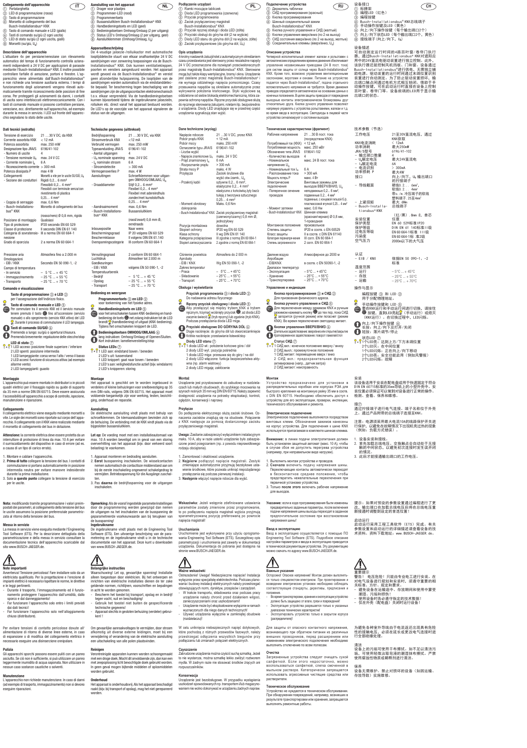## Collegamenti dell'apparecchio (IT)

① Portatarghetta
② LED di programmazione (rosso)
③ Tasto di programmazione
④ Morsetto di collegamento del bus Busch-Installationsbus® KNX
⑤ Tasto di comando manuale e LED (giallo)
⑥ Tasti di comando su/giù (2 ogni uscita)
⑦ LED di stato su/giù (2 ogni uscita, gialli)
⑧ Morsetti (su/giù, $U_N$)

### Descrizione dell'apparecchio

L'attuatore 4x per persiane/veneziane con rilevamento automatico del tempo di funzionamento controlla autonomamente indipendenti a 24 V DC per applicazioni di parasole mediante l'Busch-Installationsbus® KNX. È inoltre possibile controllare farfalle di aerazione, portoni e finestre. L'apparecchio viene alimentato dall'Busch-Installationsbus® e non richiede una tensione ausiliaria esterna. I tempi di funzionamento degli azionamenti vengono rilevati automaticamente tramite riconoscimento delle posizioni di fine corsa. Per proteggere gli azionamenti da danni, i contatti di uscita sono interbloccati elettromeccanicamente. Con i tasti di comando manuale è possibile comandare le persiane, veneziane, ecc. direttamente sull'apparecchio, ad esempio durante la messa in servizio. I LED sul fronte dell'apparecchio segnalano lo stato delle uscite.

### Dati tecnici (estratto)

| | |
|---|---|
| Tensione di esercizio | 21 ... 30 V DC, da KNX |
| Corrente assorbita KNX | < 12 mA |
| Potenza assorbita | max. 250 mW |
| Designazione tipo JRA/S | 6196/41-102 |
| - Numero di uscite | 4 |
| - Tensione nominale $U_N$ | max. 24 V CC |
| - Corrente nominale $I_N$ | 6 A |
| - Riconoscimento corrente | > 300 mA |
| Potenza dissipata P | max 4 W |
| Collegamenti | Morsetti a vite per le uscite SU/GIÙ, $U_N$ |
| - Sezione dei conduttori | Rigidi 0,2... 6 mm²; Flessibili 0,2... 4 mm²; Flessibili con terminale senza/con rivestimento di plastica 0,25 ... 4 mm² |
| - Coppia di serraggio | max. 0,6 Nm |
| - Busch-Installationsbus® KNX | Morsetto di collegamento del bus (rosso/nero) Ø 0,8 mm, rigido |
| Posizione di montaggio | Qualsiasi |
| Tipo di protezione | IP20 secondo EN 60 529 |
| Classe di protezione | II secondo DIN EN 61 140 |
| Categoria di sovratensione | III a norma EN 60 664-1 |
| Grado di sporcizia | 2 a norma EN 60 664-1 |
| Pressione aria | Atmosfera fino a 2.000 m |
| Omologazioni | |
| - EIB / KNX | Secondo EN 50 090-1, -2 |
| Campo di temperatura | |
| - In servizio | − 5 °C ... + 45 °C |
| - Immagazzinamento | − 25 °C ... + 55 °C |
| - Transporto | − 25 °C ... + 70 °C |

### Comando e visualizzazione

**Tasto di programmazione ③ e LED ②**
per l'assegnazione dell'indirizzo fisico.

**Tasto di comando manuale e LED ⑤**
Per commutare fra il servizio KNX ed il servizio manuale tenere premuto il tasto fino all'accensione (servizio manuale) o allo spegnimento (servizio KNX attivo) del LED. Durante il processo di commutazione il LED lampeggia.

**Tasti di comando SU/GIÙ ⑥**
Premendo a lungo: su/giù o apertura/chiusura.
Premendo brevemente: regolazione delle stecche/stop

**LED di stato ⑦**
1 LED acceso: posizione finale superiore / inferiore
2 LED spenti: posizione intermedia
1 LED lampeggiante: corsa verso l'alto / verso il basso
2 LED accesi: funzione di sicurezza attiva (ad esempio allarme vento)
2 LED lampeggianti: guasto

### Montaggio

L'apparecchio può essere montato in distributori o in piccoli quadri elettrici per il fissaggio rapido su guide di supporto da 35 mm a norme DIN EN 60715. Deve essere assicurata l'accessibilità all'apparecchio a scopo di controllo, ispezione, manutenzione e riparazione.

### Collegamento

Il collegamento elettrico viene eseguito mediante morsetti a vite. Le sigle dei morsetti sono riportate sul corpo dell'apparecchio. Il collegamento con il KNX viene realizzato mediante il morsetto di collegamento del bus in dotazione.

**Attenzione:** La corrente elettrica deve essere protetta da un interruttore di protezione di linea da max. 10 A per evitare il surriscaldamento del dispositivo in caso di errore (ad es. a causa di un tipo di carico errato).

1. Montare e cablare l'apparecchio.
2. **Prima di tutto** collegare la tensione del bus. I contatti di commutazione si portano automaticamente in posizione intermedia neutra per evitare manovre indesiderate durante la prima installazione.
3. Solo **a questo punto** collegare la tensione di esercizio per le uscite.

**Nota:** modificando tramite programmazione i valori preimpostati dei parametri, al collegamento della tensione del bus le uscite assumono la posizione preferenziale parametrizzata al ritorno della tensione del bus.

### Messa in servizio

La messa in servizio viene eseguita mediante l'Engineering Tool Software (ETS). Per la descrizione dettagliata della parametrizzazione e della messa in servizio consultare la documentazione tecnica dell'apparecchio scaricabile dal sito www.BUSCH-JAEGER.de.

### Note importanti

Avvertenza! Tensione pericolosa! Fare installare solo da un elettricista qualificato. Per la progettazione e l'erezione di impianti elettrici e necessario rispettare le norme, le direttive e le regole pertinenti.

- Durante il trasporto, l'immagazzinamento ed il funzionamento proteggere l'apparecchio dall'umidità, dallo sporco e dal danneggiamento!
- Far funzionare l'apparecchio solo entro i limiti previsti dai dati tecnici!
- Far funzionare l'apparecchio solo nell'alloggiamento chiuso (distributore).

Per evitare tensioni di contatto pericolose dovute all'alimentazione di ritorno di diverse linee esterne, in caso di espansione o di modifica del collegamento elettrico è necessario eseguire una disinserzione onnipolare.

### Pulizia

Gli apparecchi sporchi possono essere puliti con un panno asciutto. Se ciò non è sufficiente, si può utilizzare un panno leggermente inumidito di acqua saponata. Non utilizzare in nessun caso sostanze caustiche o solventi.

### Manutenzione

L'apparecchio non richiede manutenzione. In caso di danni (ad esempio di trasporto, immagazzinamento) non si devono eseguire riparazioni.

## Aansluiting van het apparaat (NL)

① Drager voor plaatjes
② Programmeer-LED (rood)
③ Programmeertoets
④ Bussaansluitklem Busch-Installationsbus® KNX
⑤ Handbedieningstoets en LED (geel)
⑥ Bedieningstoetsen Omhoog/Omlaag (2 per uitgang)
⑦ Status LED's Omhoog/Omlaag (2 per uitgang, geel)
⑧ Aansluitklemmen (Omhoog/Omlaag, $U_N$)

### Apparaatbeschrijving

De 4-voudige jaloezie-/rolluikactor met automatische looptijddetectie stuurt van elkaar onafhankelijke 24 V DC zonwering aandrijvingen voor zonwering toepassingen via de Busch-Installationsbus® KNX. Ook kunnen ventilatiekleppen, poorten en vensters aangestuurd worden. Het apparaat wordt gevoed via de Busch-Installationsbus® en vereist geen afzonderlijke hulpspanning. De looptijden van de aandrijvingen worden automatisch via de eindstanddetectie bepaald. Ter bescherming tegen beschadiging van de aandrijvingen zijn de uitgangscontacten elektromechanisch t.o.v. elkaar vergrendeld. Via de handbedieningstoetsen kunnen bijvoorbeeld tijdens de ingebruikname jaloezieën, rolluiken etc. direct aan het apparaat bediend worden. De LED's op de voorzijde van het apparaat signaleren de status van de uitgangen.

### Technische gegevens (uittreksel)

| | |
|---|---|
| Bedrijfsspanning | 21 ... 30 V DC, via KNX |
| Stroomverbruik KNX | < 12 mA |
| Verbruikt vermogen | max. 250 mW |
| Typeaanduiding JRA/S | 6196/41-102 |
| - Aantal uitgangen | 4 |
| - $U_N$ nominale spanning | max. 24 V DC |
| - $I_N$ nominale stroom | 6 A |
| - Stroomdetectie | > 300 mA |
| Vermogensverlies P | max. 4 W |
| Aansluitingen | Schroefklemmen voor uitgangen OMHOOG/OMLAAG, $U_N$ |
| - Draaddiameter | Stijf 0,2 ... 6 mm²; Flexibel 0,2... 4 mm²; Flexibel met adereindhuls zonder/met kunststofhuls 0,25 ... 4 mm² |
| - Aandraaimoment | max. 0,6 Nm |
| - Busch-Installationsbus® KNX | Busaansluitklem (rood/zwart) 0,8 mm Ø, eendraads |
| Inbouwpositie | Naar wens |
| Beschermingsgraad | IP 20 volgens EN 60 529 |
| Beschermklasse | II volgens DIN EN 61 140 |
| Overspanningscategorie | III conform EN 60 664-1 |
| Vervuilingsgraad | 2 conform EN 60 664-1 |
| Luchtdruk | Atmosfeer tot 2.000 m |
| Goedkeuringen | |
| - EIB / KNX | volgens EN 50 090-1, -2 |
| Temperatuurbereik | |
| - Bedrijf | − 5 °C ... + 45 °C |
| - Opslag | − 25 °C ... + 55 °C |
| - Transport | − 25 °C ... + 70 °C |

### Bediening en weergave

**Programmeertoets ③ en LED ②**
voor toekenning van het fysieke adres.

**Handbedieningstoets en LED ⑤**
voor het omschakelen tussen KNX-bediening en handbediening de toets net zolang indrukken tot de LED brandt (handbediening) of uitgaat (KNX-bediening). Tijdens het omschakelen knippert de LED.

**Bedieningstoetsen OMHOOG/OMLAAG ⑥**
lang indrukken: Omhoog/Omlaag of Openen/Sluiten.
Kort indrukken: lamellenverstelling/stop

**Status LEDs ⑦**
1 LED aan: eindstand boven / beneden
2 LED's uit: tussenstand
1 LED knippert: gaat naar boven / beneden
2 LED's aan: veiligheidsfunctie actief (bijv. windalarm)
2 LED's knipperen: storing

### Montage

Het apparaat is geschikt om te worden ingebouwd in verdelers of kleine behuizingen voor snelbevestiging op 35 mm DIN-rails, volgens DIN EN 60715. Het apparaat moet voldoende toegankelijk zijn voor werking, testen, bezichtiging, onderhoud en reparatie.

### Aansluiting

De elektrische aansluiting vindt plaats met behulp van schroefklemmen. De klemaanduidingen bevinden zich op de behuizing. De verbinding met de KNX vindt plaats via de bijgeleverde bussaansluitklem.

**Let op:** De voeding moet met een installatieautomaat van max. 10 A worden beveiligd om in geval van een storing oververhitting van het apparaat (bijv. door verkeerd soort belasting) te voorkomen.

1. Apparaat monteren en bedrading aansluiten.
2. **Eerst** busspanning inschakelen. De wisselcontacten nemen automatisch de contactloze middenstand aan om bij de eerste inschakeling ongewenst schakelgedrag te vermijden.
3. Pas **daarna** de bedrijfsspanning voor de uitgangen inschakelen.

**Opmerking:** Als de vooraf ingestelde parameterinstellingen door de programmering worden gewijzigd dan nemen de uitgangen na het inschakelen van de busspanning de geparametriseerde voorkeurwaarde aan bij terugkeer van de busspanning!

### Ingebruikname

De ingebruikname vindt plaats met de Engineering Tool Software (ETS). Een uitvoerige beschrijving van de parametrering en de ingebruikname vindt u in de technische documentatie van het apparaat. Deze kunt u downloaden van www.BUSCH-JAEGER.de.

### Belangrijke instructies

Waarschuwing! Let op, gevaarlijke spanning! Installatie alleen toegestaan door elektricien. Bij het ontwerpen en inrichten van elektrische installaties dienen de ter zake geldende normen, richtlijnen, voorschriften en bepalingen in acht te worden genomen.

- Beschern het toestel bij transport, opslag en in bedrijf tegen vocht, vuil en beschadiging!
- Gebruik het toestel niet buiten de gespecificeerde technische gegevens!
- Apparaat slechts in gesloten behuizing (verdeler) gebruiken!

Om gevaarlijke aanraakvoltages te vermijden, door stroom afkomstig uit diverse externe leidingen, moet bij een verwijdering of verandering van de elektrische aansluiting een uitschakeling van alle polen plaatsvinden.

### Reinigen

Verontreinigde apparaten kunnen worden schoongemaakt met een droge doek. Mocht dit onvoldoende zijn, dan kan een met zeepoplossing licht bevochtigde doek gebruikt worden. In geen geval mogen bijtende middelen of oplosmiddelen worden gebruikt.

### Onderhoud

Het apparaat is onderhoudsvrij. Als het apparaat beschadigd raakt (bijv. bij transport of opslag), mag het niet gerepareerd worden.

## Podłączenie urządzeń (PL)

① Ramki mocujące tabliczek
② Dioda LED programowania (czerwona)
③ Przycisk programowania
④ Zacisk przyłączeniowy magistrali Busch-Installationsbus® KNX
⑤ Przycisk ręcznej obsługi i dioda LED (żółta)
⑥ Przyciski obsługi do góry/na dół (2 na wyjście)
⑦ Diody LED stanu do góry/na dół (2 na wyjście, żółte)
⑧ Zaciski przyłączeniowe (do góry/na dół, $U_N$)

### Opis urządzenia

4-krotny nastawnik żaluzji/rolet z automatycznym określaniem czasu przestawiania jest sterowany przez niezależne napędy 24 V DC przeciwsłoneczne dla rozwiązań przeciwsłonecznych przez magistralę Busch-Installationsbus® KNX. Sterowane mogą być także klapy wentylacyjne, bramy i okna. Urządzenie jest zasilane przez magistralę Busch-Installationsbus® i nie wymaga oddzielnego napięcia pomocniczego. Czasy przesuwania napędów są określane automatycznie przez rozpoznawanie położeń krańcowego. Styki wyjściowe są odblokowane od siebie blokadą elektromechaniczną, dla zapewnienia ochrony napędów. Ręczny przycisk obsługi służy do ręcznego sterowania żaluzjami, roletami itp. bezpośrednio z urządzenia. Diody LED znajdujące się w przedniej części urządzenia sygnalizują stan wyjść.

### Dane techniczne (wyciąg)

| | |
|---|---|
| Napięcie robocze | 21 ... 30 V DC, przez KNX |
| Pobór prądu KNX | < 12 mA |
| Pobór mocy | maks. 250 mW |
| Oznaczenie typu JRA/S | 6196/41-102 |
| - Liczba wyjść | 4 |
| - Napięcie znamionowe $U_N$ | maks. 24 V DC |
| - Prąd znamionowy $I_N$ | 6 A |
| - Rozpoznanie prądu | > 300 mA |
| Strata mocy P | maks. 4 W |
| Przyłącza | Zaciski śrubowe dla wyjść do góry/na dół, $U_N$ |
| - Przekrój kabli | sztywne 0,2... 6 mm², elastyczne 0,2... 4 mm², elastyczne z końcówką żyły bez/z tuleją z tworzywa sztucznego 0,25 ... 4 mm² |
| - Moment obrotowy dokręcania | Maks. 0,6 Nm |
| - Busch-Installationsbus® KNX | Zacisk przyłączeniowy magistrali (czerwony/czarny) 0,8 mm Ø, jednożyłowy |
| Pozycja montażowa | dowolna |
| Stopień ochrony | IP20 wg EN 60 529 |
| Klasa ochrony | II wg DIN EN 61 140 |
| Kategoria przepięciowa | III zgodnie z normą EN 60 664-1 |
| Stopień zanieczyszczenia | 2 zgodnie z normą EN 60 664-1 |
| Ciśnienie powietrza | Atmosfera do 2 000 m |
| Aprobaty | |
| - EIB / KNX | Wg EN 50 090-1, -2 |
| Zakres temperatur | |
| - Praca | − 5°C ... + 45°C |
| - Składowanie | − 25°C ... + 55°C |
| - Transport | − 25°C ... + 70°C |

### Obsługa i wyświetlanie

**Przycisk programowania ③ i dioda LED ②**
Do nadawania adresu fizycznego

**Ręczny przycisk obsługi i dioda LED ⑤**
Aby przełączyć się między trybem KNX a trybem ręcznym, trzymać wciśnięty przycisk, aż dioda LED zacznie świecić (tryb ręczny) lub zgaśnie (tryb KNX). Podczas przełączania dioda LED miga.

**Przyciski obsługowe DO GÓRY/NA DÓŁ ⑥**
Długie naciśnięcie: do góry/na dół lub otwarcie/zamknięcie
Krótkie naciśnięcie: przestawianie listewek/stop

**Diody LED stanu ⑦**
1 dioda LED wł.: położenie końcowe góra / dół
2 diody LED wył.: pozycja pośrednia
1 dioda LED miga: przesuw się do góry / na dół
2 diody LED włączone: funkcja bezpieczeństwa aktywna (np. alarm wiatrowy)
2 diody LED migają: zakłócenie

### Montaż

Urządzenie jest przystosowane do zabudowy w rozdzielaczach lub małych obudowach, do szybkiego mocowania na szynach nośnych 35 mm wg DIN EN 60715. Należy zapewnić dostępność urządzenia na potrzeby eksploatacji, kontroli, oględzin, konserwacji i naprawy.

### Przyłącze

Do podłączenia elektrycznego służą zaciski śrubowe. Oznaczenia zacisków znajdują się na obudowie. Połączenie z KNX następuje za pomocą dostarczonego zacisku przyłączeniowego magistrali.

**Uwaga:** Zasilanie zabezpieczyć wyłącznikiem instalacyjnym maks. 10 A, aby w razie usterki urządzenie było zabezpieczone przed przegrzaniem (np. z powodu nieprawidłowego rodzaju obciążenia).

1. Zamontować i okablować urządzenie.
2. **Najpierw** podłączyć napięcie magistrali. Zestyki zmienne automatycznie przyjmują beznapięciowe ustawienie środkowe, które pozwala uniknąć niepożądanego przełączania się podczas pierwszej instalacji.
3. **Następnie** włączyć napięcie robocze dla wyjść.

**Wskazówka:** Jeżeli wstępnie zdefiniowane ustawienia parametrów zostały zmienione przez programowanie, to po podłączeniu napięcia magistrali wyjścia przyjmują sparametryzowaną pozycję preferowaną po powrocie napięcia magistrali!

### Uruchamianie

Uruchomienie jest wykonywane przy użyciu oprogramowania Engineering Tool Software (ETS). Szczegółowy opis parametryzacji i uruchomienia jest zawarty w dokumentacji urządzenia. Dokumentacja do pobrania jest dostępna na stronie www.BUSCH-JAEGER.de.

### Ważne wskazówki

Ostrzeżenie! Uwaga! Niebezpieczne napięcie! Instalacja wyłącznie przez specjalistę elektrotechnika. Podczas planowania i budowy instalacji elektrycznych należy przestrzegać obowiązujących norm, dyrektyw, przepisów i zarządzeń.

- W trakcie transportu, składowania oraz podczas pracy urządzenie należy chronić przed działaniem wilgoci, zanieczyszczeniami oraz uszkodzeniami!
- Urządzenie może być eksploatowane wyłącznie w ramach wyznaczonych dla niego danych technicznych!
- Używać urządzenia wyłącznie w zamkniętej obudowie (rozdzielaczu)!

W celu uniknięcia niebezpiecznych napięć dotykowych, które pochodzą z różnych przewodów fazowych, należy przestrzegać odłączenia wszystkich biegunów przy podłączaniu lub zmianach połączeń elektrycznych.

### Czyszczenie

Zabrudzone urządzenia można czyścić suchą szmatką. Jeżeli to nie wystarcza, można szmatkę lekko zwilżyć roztworem mydła. W żadnym razie nie stosować środków żrących ani rozpuszczalników.

### Konserwacja

Urządzenie jest bezobsługowe. W przypadku wystąpienia uszkodzeń spowodowanych np. transportem i/lub magazynowaniem nie wolno dokonywać w urządzeniu żadnych napraw.

## Подключение устройства (RU)

① Держатель таблички
② СИД программирования (красный)
③ Кнопка программирования
④ Шинный соединительный зажим Busch-Installationsbus® KNX
⑤ Кнопка ручного управления и СИД (желтый)
⑥ Кнопки управления вверх/вниз (по 2 на выход)
⑦ СИД состояния вверх/вниз (по 2 на выход, желтые)
⑧ Соединительные клеммы (вверх/вниз, $U_N$)

### Описание устройства

Четырехкратный исполнительный элемент жалюзи и рольставен с автоматическим определением времени движения обеспечивает управление независимыми приводами (24 В пост. тока) для систем защиты от солнца через Busch-Installationsbus® KNX. Кроме того, возможно управление вентиляционными заслонками, воротами и окнами. Питание на устройство подается через Busch-Installationsbus®, подача отдельного вспомогательного напряжения не требуется. Время движения приводов определяется автоматически на основании данных о конечных положениях. В целях защиты приводов от повреждения выходные контакты электромеханически блокированы друг относительно друга. Кнопки ручного управления позволяют напрямую управлять с устройства рольставнями, жалюзи и т.д. во время ввода в эксплуатацию. Светодиоды в лицевой части устройства сигнализируют о состоянии выходов.

### Технические характеристики (фрагмент)

| | |
|---|---|
| Рабочее напряжение | 21 ...30 В пост. тока (посредством KNX) |
| Потребляемый ток (KNX) | < 12 мА |
| Потребляемая мощность | макс. 250 мВт |
| Обозначение типа JRA/S | 6196/41-102 |
| - Количество выходов | 4 |
| - Номинальное напряжение $U_N$ | макс. 24 В пост. тока |
| - Номинальный ток $I_N$ | 6 А |
| - Распознавание тока | > 300 мА |
| Мощность потерь P | макс. 4 Вт |
| Электрические подключения | Винтовые зажимы для выходов ВВЕРХ/ВНИЗ, $U_N$ |
| - Поперечное сечение проводов | неподвижные 0,2... 6 мм², подвижные 0,2... 4 мм², подвижные, с концевой гильзой б/с пластмассовой втулкой 0,25... 4 мм² |
| - Момент затяжки | макс. 0,6 Нм |
| - Busch-Installationsbus® KNX | Шинная клемма (красная/черная) Ø 0,8 мм, 1-проводная |
| Монтажное положение | произвольное |
| Степень защиты | IP20 в соотв. с EN 60529 |
| Класс защиты | II в соотв. с DIN EN 61140 |
| Категория перенапряжения | III согл. EN 60 664-1 |
| Степень загрязненности | 2 согл. EN 60 664-1 |
| Давление воздуха | Атмосферное до 2000 м |
| Апробации | |
| - EIB/KNX | в соотв. с EN 50090-1, -2 |
| Диапазон температур | |
| - Эксплуатация | − 5°C ... + 45°C |
| - Хранение | − 25°C ... + 55°C |
| - Транспортировка | − 25°C ... + 70°C |

### Управление и индикация

**Кнопка программирования ③ и СИД ②**
Для присвоения физического адреса.

**Кнопка ручного управления и СИД ⑤**
Для переключения между режимом KNX и ручным режимом нажимайте кнопку до тех пор, пока СИД загорится (ручной режим) или погаснет (режим KNX). Во время переключения светодиод мигает.

**Кнопки управления ВВЕРХ/ВНИЗ ⑥**
Длительное задействование: вверх/вниз или открытие/закрытие
Кратковременное задействование: поворот ламелей/стоп

**Статус СИД ⑦**
1 СИД вкл.: конечное положение вверху / внизу
2 СИД выкл.: промежуточное положение
1 СИД мигает: перемещение вверх / вниз
2 СИД вкл.: предохранительная функция активирована (напр., датчик ветра)
2 СИД мигают: неисправность

### Монтаж

Устройство предназначено для установки в распределительных коробках или корпусах РЗА для быстрого крепления на монтажную рейку 35 мм в соотв. с DIN EN 60715. Необходимо обеспечить доступ к устройству для его эксплуатации, проверки, инспекции, технического обслуживания и ремонта.

### Электрическое подключение

Электрическое подключение выполняется посредством винтовых клемм. Обозначения зажимов нанесены на корпус устройства. Для подключения к шине KNX используется прилагаемая в комплекте шинная клемма.

**Внимание:** в линии подачи электропитания должен быть установлен защитный автомат (макс. 10 А), чтобы в случае сбоя не допустить перегрева устройства (например, при неправильном виде нагрузки).

1. Выполнить монтаж устройства и проводов.
2. **Сначала** включить подачу напряжения шины. Переключающие контакты автоматически переходят в бесконтактное среднее положение, чтобы предотвратить нежелательные переключения при первичной установке устройства.
3. Только **после этого** включать рабочее напряжение для выходов.

**Указание:** если в ходе программирования были изменены предварительно заданные параметры, после включения подачи напряжения шины выходы переходят в заданное предпочтительное состояние при восстановлении напряжения шины!

### Ввод в эксплуатацию

Ввод в эксплуатацию осуществляется с помощью ПО Engineering Tool Software (ETS). Подробное описание настройки параметров и ввода в эксплуатацию приводится в технической документации устройства. Эту документацию можно скачать по адресу www.BUSCH-JAEGER.de.

### Важные указания

Предупреждение! Опасное напряжение! Монтаж должен выполняться только специалистом-электриком. При проектировании и сооружении электрических установок необходимо соблюдать соответствующие стандарты, директивы, предписания и положения.

- Во время транспортировки, хранения и эксплуатации устройство должно быть защищено от влаги, грязи и повреждений!
- Эксплуатировать устройство разрешается только в указанных диапазонах технических характеристик!
- Эксплуатировать устройство только в закрытом корпусе (распределителе)!

Для защиты от опасного контактного напряжения, возникающего при обратном питании из различных внешних проводников, перед расширением или изменением электрического подключения необходимо выполнить отключение по всем полюсам.

### Очистка

Загрязненные устройства следует очищать сухой салфеткой. Если этого недостаточно, можно воспользоваться салфеткой, слегка смоченной в мыльном растворе. Категорически запрещается использовать агрессивные чистящие средства или растворители.

### Техническое обслуживание

Устройство не нуждается в техническом обслуживании. При обнаружении повреждений, например, возникших в результате транспортировки или хранения, запрещается выполнять ремонтные работы.

## 设备接口 (CH)

① 标牌架
② 编程LED（红色）
③ 编程按键
④ Busch-Installationsbus® KNX总线端子
⑤ 手动操作按键以及LED（黄色）
⑥ 向上/向下操作按键（每个输出端口2个）
⑦ 向上/向下状态LED（每个输出端口2个，黄色）
⑧ 接线端子（向上/向下，$U_N$）

### 设备描述

可自动测定运行时间的4路百叶窗/卷帘门执行器，通过Busch-Installationsbus® KNX对适用于用中的24V直流电驱动装置进行独立控制。此外，该执行器还能控制风机挡板、门和窗。设备通过Busch-Installationsbus®进行供电，无需独立辅助电源。驱动装置的运行时间通过末端位置识别装置进行自动测定。为了防止驱动装置损坏，输出端口触点间通过电机方式相互锁闭。借助于手动操作按键，可在启动运行时直接在设备上控制百叶窗、卷帘门等。设备前端的LED用于显示输出端口的状态。

### 技术参数（节选）

| | |
|---|---|
| 工作电压 | 21至30V直流电压，通过KNX获取 |
| KNX电流消耗 | < 12mA |
| 功率消耗 | 最大250mW |
| JRA/S型号 | 6196/41-102 |
| - 输出端口数量 | 4 |
| - $U_N$额定电压 | 最大24V直流电 |
| - $I_N$额定电流 | 6A |
| - 电流识别 | > 300mA |
| 功率损耗 P | 最大4W |
| 接口 | 向上/向下，$U_N$输出端口的接线端子 |
| - 导线截面 | 硬线0.2... 6mm²，软线0.2... 4mm²，带/不带塑料套管的软线，塑料端子 0.25至4mm² |
| - 上紧扭矩 | 最大0.6Nm |
| - Busch-Installationsbus® KNX | 总线端子（红/黑），Ø0.8mm，单芯 |
| 安装位置 | 任意 |
| 保护类型 | EN 60 529标准IP20 |
| 保护等级 | DIN EN 61 140标准II级 |
| 过电压等级 | EN 60 664-1标准 III级 |
| 污染度 | EN 60 664-1标准 2级 |
| 空气压力 | 2000m以下的大气压 |
| 认证 | |
| - EIB / KNX | 依据EN 50 090-1, -2标准 |
| 温度范围 | |
| - 运行 | −5°C ... +45°C |
| - 存放 | −25°C ... +55°C |
| - 运输 | −25°C ... +70°C |

### 操作与显示

**编程按键 ③ 和 LED ②**
用于分配物理地址。

**手动操作按键和 LED ⑤**
要在KNX运行和手动运行间进行切换，请按住按键，直到LED亮起（手动运行）或熄灭（KNX运行）。在切换过程中，LED闪烁。

**向上/向下操作按键 ⑥**
长按：向上/向下及打开/关闭
短按：薄片调节/停止

**状态LED ⑦**
1个LED亮：达到上方/下方末端位置
2个LED灭：在中间位置
1个LED闪烁：正在向上/向下移动
2个LED亮：安全功能启用（例如风警报）
2个LED闪烁：故障

### 安装

该设备适用于安装在配电盘或用于快速固定于符合DIN EN 60715标准的35mm导轨上的小型外壳中。安装位置必须保证可以做到对设备进行正常的操作、检测、查看、保养和维修。

### 接口

通过拧接端子进行电气连接。端子名称位于外壳上。通过产品附带的总线端子连接至KNX。

注意：电源须采用最大电流10A的线路保护开关进行保护，以避免在故障情况下出现所过热的现象（例如：负载方式错误）。

1. 设备安装和接线。
2. 首先加载总线电压。交换触点会自动处于无接触的中间位置，以避免初次连接时发生误开闭的情况。
3. 此后才能接通输出端口的工作电压。

提示：如果对预设的参数设置通过编程进行了更改，输出端口在加载总线电压后将在总线电压重新连通时调整到设定的首选位置！

### 启动运行

启动运行采用工程工具软件（ETS）完成。有关参数设置和启动运行的详细描述请查看设备的技术资料。资料下载地址：www.BUSCH-JAEGER.de。

### 重要提示

警告！电压危险！只能由专业电工进行安装。在对电气设备进行规划和安装时，须遵守重要的相关标准、方针、规定和要求。

- 避免设备在运输途中、存放期间和使用中受潮、污垢和损伤！
- 使用设备时务必遵守指定的技术数据！
- 仅在外壳（配电盘）关闭时运行设备！

为避免各种室外导线由于电源返还出现致命危险性的接触电压，必须在扩展或更改电气连接时进行全部结线处理。

### 清洁

设备上的污垢可使用干布擦拭。如不足以清洁污垢，可使用轻微沾取皂液的湿润抹布擦拭。严禁使用腐蚀性物质或稀释剂进行清洁。

### 保养

设备无需维护。禁止对损坏的设备（如因运输、存放导致）实施维修。